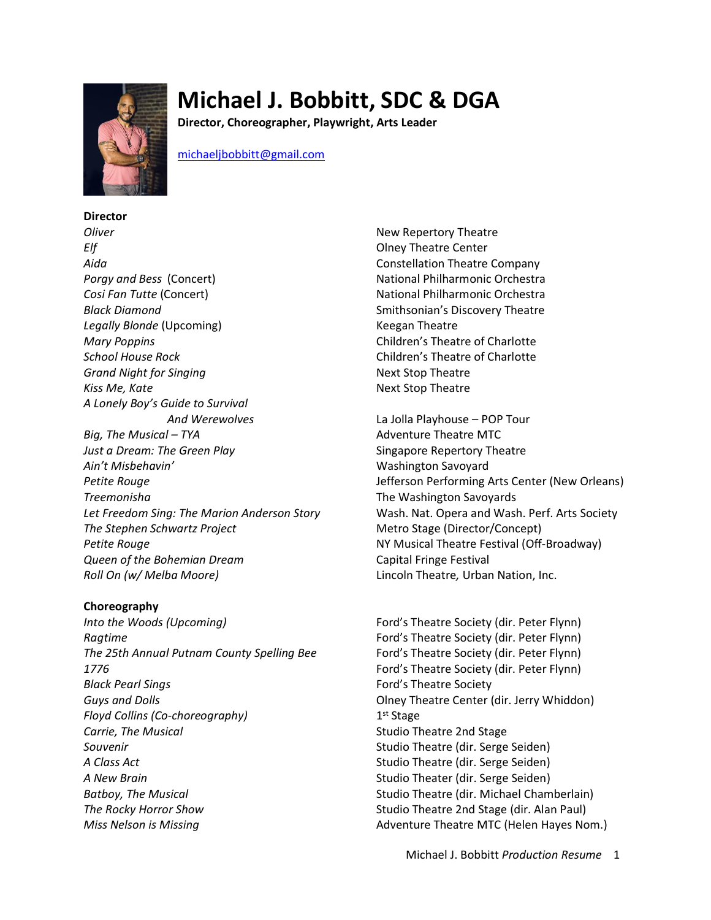# Michael J. Bobbitt, SDC & DGA

**Director, Choreographer, Playwright, Arts Leader**

michaeljbobbitt@gmail.com

## Director

| | |
|---|---|
| *Oliver* | New Repertory Theatre |
| *Elf* | Olney Theatre Center |
| *Aida* | Constellation Theatre Company |
| *Porgy and Bess* (Concert) | National Philharmonic Orchestra |
| *Cosi Fan Tutte* (Concert) | National Philharmonic Orchestra |
| *Black Diamond* | Smithsonian's Discovery Theatre |
| *Legally Blonde* (Upcoming) | Keegan Theatre |
| *Mary Poppins* | Children's Theatre of Charlotte |
| *School House Rock* | Children's Theatre of Charlotte |
| *Grand Night for Singing* | Next Stop Theatre |
| *Kiss Me, Kate* | Next Stop Theatre |
| *A Lonely Boy's Guide to Survival And Werewolves* | La Jolla Playhouse – POP Tour |
| *Big, The Musical – TYA* | Adventure Theatre MTC |
| *Just a Dream: The Green Play* | Singapore Repertory Theatre |
| *Ain't Misbehavin'* | Washington Savoyard |
| *Petite Rouge* | Jefferson Performing Arts Center (New Orleans) |
| *Treemonisha* | The Washington Savoyards |
| *Let Freedom Sing: The Marion Anderson Story* | Wash. Nat. Opera and Wash. Perf. Arts Society |
| *The Stephen Schwartz Project* | Metro Stage (Director/Concept) |
| *Petite Rouge* | NY Musical Theatre Festival (Off-Broadway) |
| *Queen of the Bohemian Dream* | Capital Fringe Festival |
| *Roll On (w/ Melba Moore)* | Lincoln Theatre, Urban Nation, Inc. |

## Choreography

| | |
|---|---|
| *Into the Woods (Upcoming)* | Ford's Theatre Society (dir. Peter Flynn) |
| *Ragtime* | Ford's Theatre Society (dir. Peter Flynn) |
| *The 25th Annual Putnam County Spelling Bee* | Ford's Theatre Society (dir. Peter Flynn) |
| *1776* | Ford's Theatre Society (dir. Peter Flynn) |
| *Black Pearl Sings* | Ford's Theatre Society |
| *Guys and Dolls* | Olney Theatre Center (dir. Jerry Whiddon) |
| *Floyd Collins (Co-choreography)* | 1st Stage |
| *Carrie, The Musical* | Studio Theatre 2nd Stage |
| *Souvenir* | Studio Theatre (dir. Serge Seiden) |
| *A Class Act* | Studio Theatre (dir. Serge Seiden) |
| *A New Brain* | Studio Theater (dir. Serge Seiden) |
| *Batboy, The Musical* | Studio Theatre (dir. Michael Chamberlain) |
| *The Rocky Horror Show* | Studio Theatre 2nd Stage (dir. Alan Paul) |
| *Miss Nelson is Missing* | Adventure Theatre MTC (Helen Hayes Nom.) |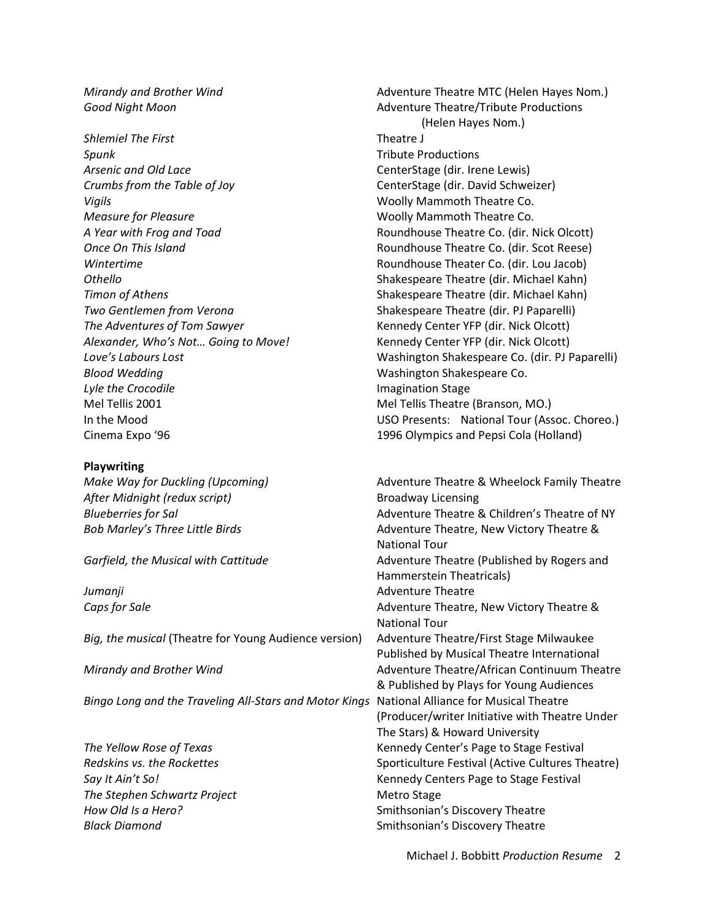| | |
|---|---|
| *Mirandy and Brother Wind* | Adventure Theatre MTC (Helen Hayes Nom.) |
| *Good Night Moon* | Adventure Theatre/Tribute Productions (Helen Hayes Nom.) |
| *Shlemiel The First* | Theatre J |
| *Spunk* | Tribute Productions |
| *Arsenic and Old Lace* | CenterStage (dir. Irene Lewis) |
| *Crumbs from the Table of Joy* | CenterStage (dir. David Schweizer) |
| *Vigils* | Woolly Mammoth Theatre Co. |
| *Measure for Pleasure* | Woolly Mammoth Theatre Co. |
| *A Year with Frog and Toad* | Roundhouse Theatre Co. (dir. Nick Olcott) |
| *Once On This Island* | Roundhouse Theatre Co. (dir. Scot Reese) |
| *Wintertime* | Roundhouse Theater Co. (dir. Lou Jacob) |
| *Othello* | Shakespeare Theatre (dir. Michael Kahn) |
| *Timon of Athens* | Shakespeare Theatre (dir. Michael Kahn) |
| *Two Gentlemen from Verona* | Shakespeare Theatre (dir. PJ Paparelli) |
| *The Adventures of Tom Sawyer* | Kennedy Center YFP (dir. Nick Olcott) |
| *Alexander, Who's Not… Going to Move!* | Kennedy Center YFP (dir. Nick Olcott) |
| *Love's Labours Lost* | Washington Shakespeare Co. (dir. PJ Paparelli) |
| *Blood Wedding* | Washington Shakespeare Co. |
| *Lyle the Crocodile* | Imagination Stage |
| Mel Tellis 2001 | Mel Tellis Theatre (Branson, MO.) |
| In the Mood | USO Presents: National Tour (Assoc. Choreo.) |
| Cinema Expo '96 | 1996 Olympics and Pepsi Cola (Holland) |

**Playwriting**

| | |
|---|---|
| *Make Way for Duckling (Upcoming)* | Adventure Theatre & Wheelock Family Theatre |
| *After Midnight (redux script)* | Broadway Licensing |
| *Blueberries for Sal* | Adventure Theatre & Children's Theatre of NY |
| *Bob Marley's Three Little Birds* | Adventure Theatre, New Victory Theatre & National Tour |
| *Garfield, the Musical with Cattitude* | Adventure Theatre (Published by Rogers and Hammerstein Theatricals) |
| *Jumanji* | Adventure Theatre |
| *Caps for Sale* | Adventure Theatre, New Victory Theatre & National Tour |
| *Big, the musical* (Theatre for Young Audience version) | Adventure Theatre/First Stage Milwaukee Published by Musical Theatre International |
| *Mirandy and Brother Wind* | Adventure Theatre/African Continuum Theatre & Published by Plays for Young Audiences |
| *Bingo Long and the Traveling All-Stars and Motor Kings* | National Alliance for Musical Theatre (Producer/writer Initiative with Theatre Under The Stars) & Howard University |
| *The Yellow Rose of Texas* | Kennedy Center's Page to Stage Festival |
| *Redskins vs. the Rockettes* | Sporticulture Festival (Active Cultures Theatre) |
| *Say It Ain't So!* | Kennedy Centers Page to Stage Festival |
| *The Stephen Schwartz Project* | Metro Stage |
| *How Old Is a Hero?* | Smithsonian's Discovery Theatre |
| *Black Diamond* | Smithsonian's Discovery Theatre |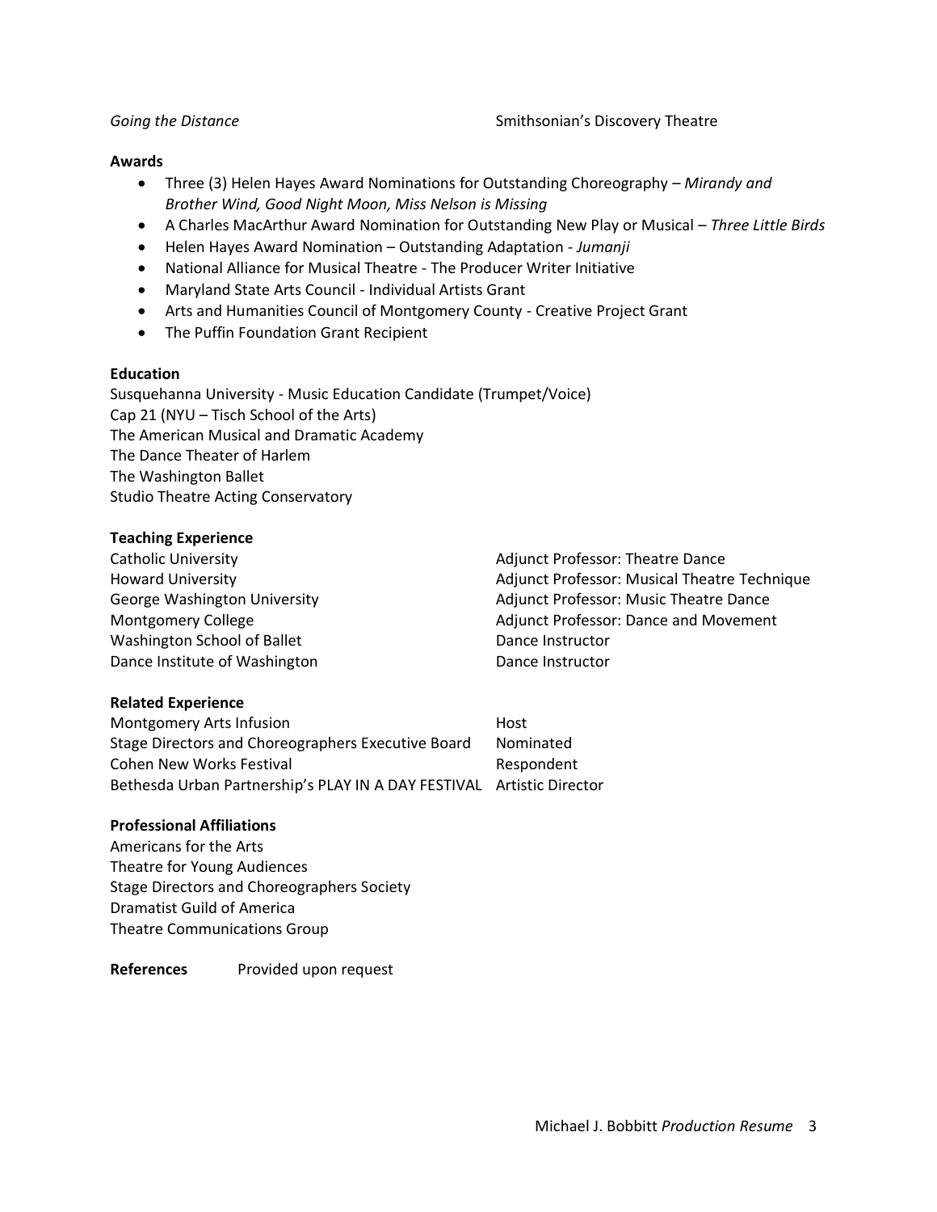| | |
|---|---|
| *Going the Distance* | Smithsonian's Discovery Theatre |

**Awards**

- Three (3) Helen Hayes Award Nominations for Outstanding Choreography – *Mirandy and Brother Wind, Good Night Moon, Miss Nelson is Missing*
- A Charles MacArthur Award Nomination for Outstanding New Play or Musical – *Three Little Birds*
- Helen Hayes Award Nomination – Outstanding Adaptation - *Jumanji*
- National Alliance for Musical Theatre - The Producer Writer Initiative
- Maryland State Arts Council - Individual Artists Grant
- Arts and Humanities Council of Montgomery County - Creative Project Grant
- The Puffin Foundation Grant Recipient

**Education**

Susquehanna University - Music Education Candidate (Trumpet/Voice)
Cap 21 (NYU – Tisch School of the Arts)
The American Musical and Dramatic Academy
The Dance Theater of Harlem
The Washington Ballet
Studio Theatre Acting Conservatory

**Teaching Experience**

| | |
|---|---|
| Catholic University | Adjunct Professor: Theatre Dance |
| Howard University | Adjunct Professor: Musical Theatre Technique |
| George Washington University | Adjunct Professor: Music Theatre Dance |
| Montgomery College | Adjunct Professor: Dance and Movement |
| Washington School of Ballet | Dance Instructor |
| Dance Institute of Washington | Dance Instructor |

**Related Experience**

| | |
|---|---|
| Montgomery Arts Infusion | Host |
| Stage Directors and Choreographers Executive Board | Nominated |
| Cohen New Works Festival | Respondent |
| Bethesda Urban Partnership's PLAY IN A DAY FESTIVAL | Artistic Director |

**Professional Affiliations**

Americans for the Arts
Theatre for Young Audiences
Stage Directors and Choreographers Society
Dramatist Guild of America
Theatre Communications Group

**References** Provided upon request